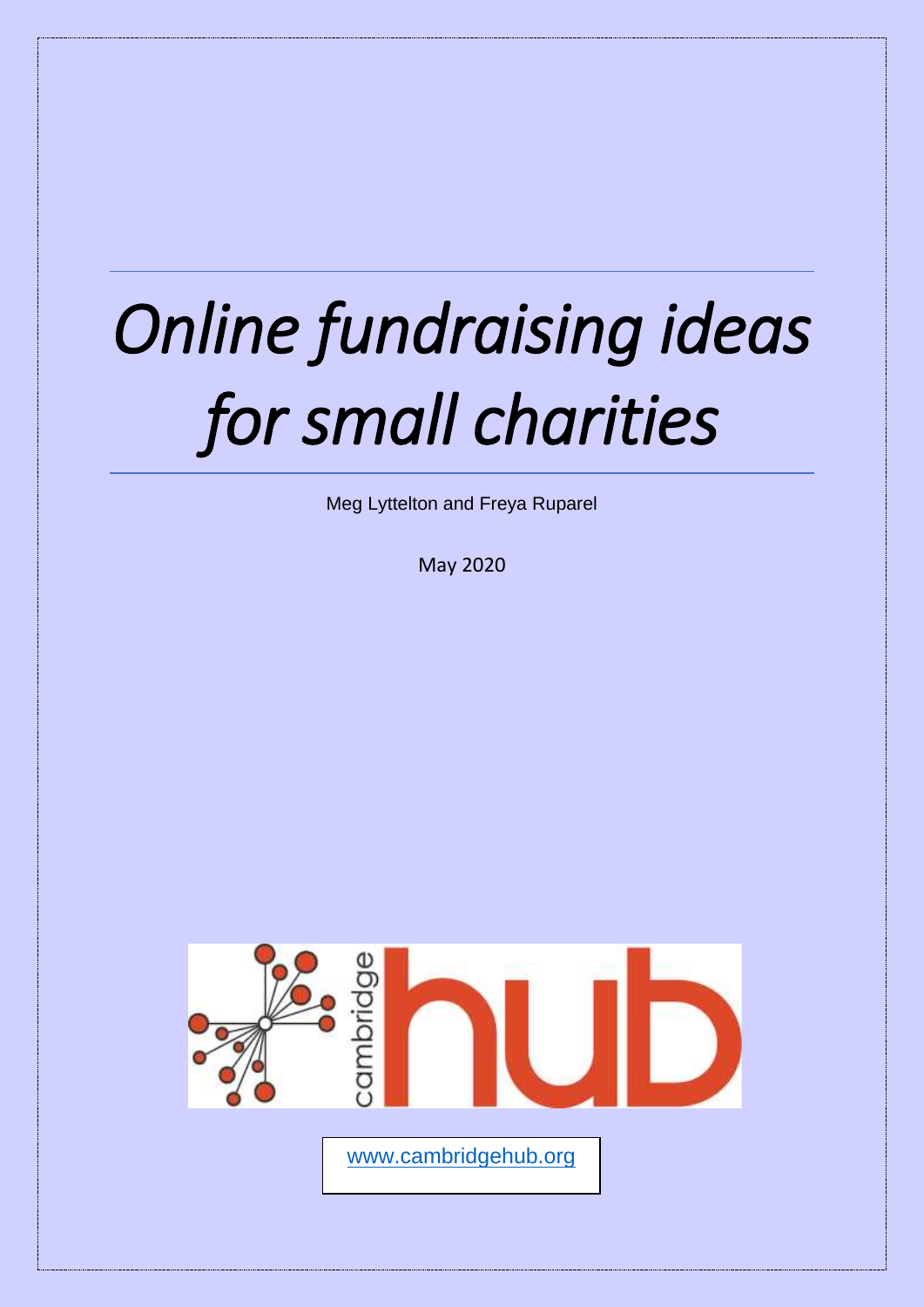# *Online fundraising ideas for small charities*

Meg Lyttelton and Freya Ruparel

May 2020

cambridge hub

www.cambridgehub.org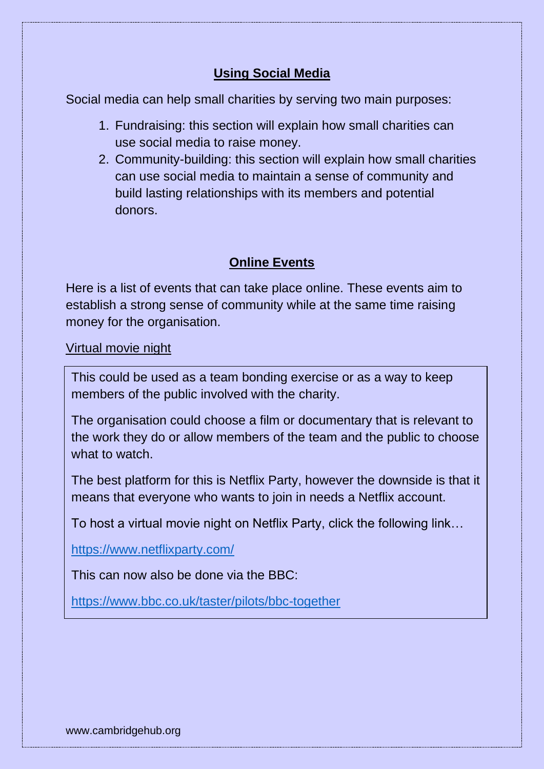## Using Social Media

Social media can help small charities by serving two main purposes:

1. Fundraising: this section will explain how small charities can use social media to raise money.
2. Community-building: this section will explain how small charities can use social media to maintain a sense of community and build lasting relationships with its members and potential donors.

## Online Events

Here is a list of events that can take place online. These events aim to establish a strong sense of community while at the same time raising money for the organisation.

### Virtual movie night

This could be used as a team bonding exercise or as a way to keep members of the public involved with the charity.

The organisation could choose a film or documentary that is relevant to the work they do or allow members of the team and the public to choose what to watch.

The best platform for this is Netflix Party, however the downside is that it means that everyone who wants to join in needs a Netflix account.

To host a virtual movie night on Netflix Party, click the following link…

https://www.netflixparty.com/

This can now also be done via the BBC:

https://www.bbc.co.uk/taster/pilots/bbc-together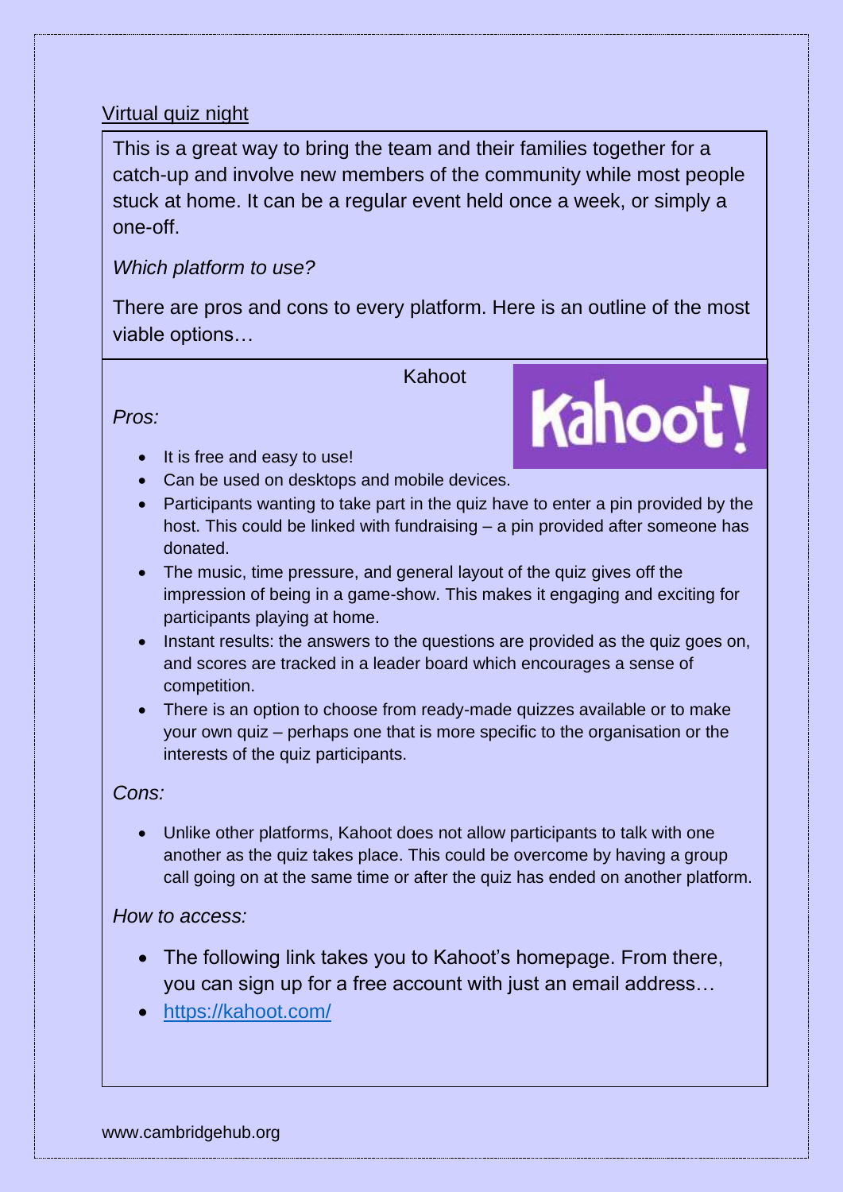## Virtual quiz night

This is a great way to bring the team and their families together for a catch-up and involve new members of the community while most people stuck at home. It can be a regular event held once a week, or simply a one-off.

*Which platform to use?*

There are pros and cons to every platform. Here is an outline of the most viable options…

### Kahoot

*Pros:*

- It is free and easy to use!
- Can be used on desktops and mobile devices.
- Participants wanting to take part in the quiz have to enter a pin provided by the host. This could be linked with fundraising – a pin provided after someone has donated.
- The music, time pressure, and general layout of the quiz gives off the impression of being in a game-show. This makes it engaging and exciting for participants playing at home.
- Instant results: the answers to the questions are provided as the quiz goes on, and scores are tracked in a leader board which encourages a sense of competition.
- There is an option to choose from ready-made quizzes available or to make your own quiz – perhaps one that is more specific to the organisation or the interests of the quiz participants.

*Cons:*

- Unlike other platforms, Kahoot does not allow participants to talk with one another as the quiz takes place. This could be overcome by having a group call going on at the same time or after the quiz has ended on another platform.

*How to access:*

- The following link takes you to Kahoot's homepage. From there, you can sign up for a free account with just an email address…
- https://kahoot.com/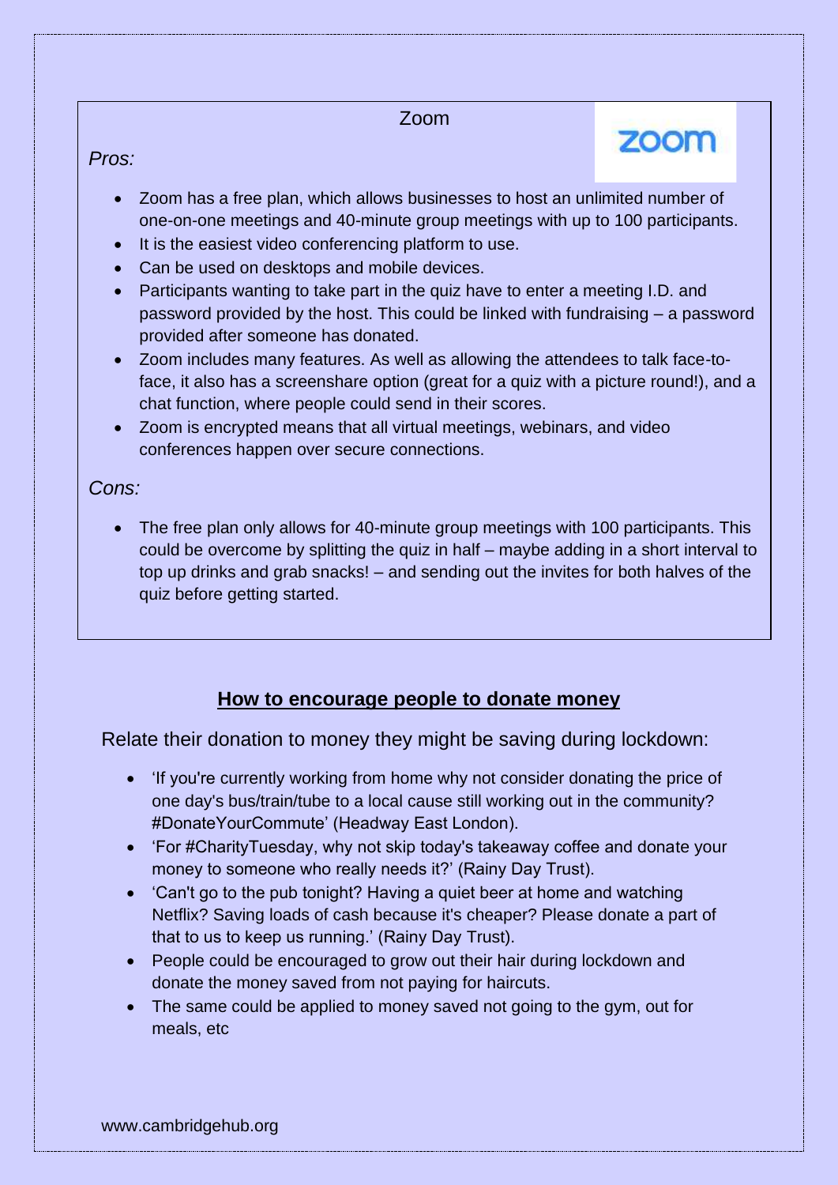## Zoom

*Pros:*

- Zoom has a free plan, which allows businesses to host an unlimited number of one-on-one meetings and 40-minute group meetings with up to 100 participants.
- It is the easiest video conferencing platform to use.
- Can be used on desktops and mobile devices.
- Participants wanting to take part in the quiz have to enter a meeting I.D. and password provided by the host. This could be linked with fundraising – a password provided after someone has donated.
- Zoom includes many features. As well as allowing the attendees to talk face-to-face, it also has a screenshare option (great for a quiz with a picture round!), and a chat function, where people could send in their scores.
- Zoom is encrypted means that all virtual meetings, webinars, and video conferences happen over secure connections.

*Cons:*

- The free plan only allows for 40-minute group meetings with 100 participants. This could be overcome by splitting the quiz in half – maybe adding in a short interval to top up drinks and grab snacks! – and sending out the invites for both halves of the quiz before getting started.

## **How to encourage people to donate money**

Relate their donation to money they might be saving during lockdown:

- 'If you're currently working from home why not consider donating the price of one day's bus/train/tube to a local cause still working out in the community? #DonateYourCommute' (Headway East London).
- 'For #CharityTuesday, why not skip today's takeaway coffee and donate your money to someone who really needs it?' (Rainy Day Trust).
- 'Can't go to the pub tonight? Having a quiet beer at home and watching Netflix? Saving loads of cash because it's cheaper? Please donate a part of that to us to keep us running.' (Rainy Day Trust).
- People could be encouraged to grow out their hair during lockdown and donate the money saved from not paying for haircuts.
- The same could be applied to money saved not going to the gym, out for meals, etc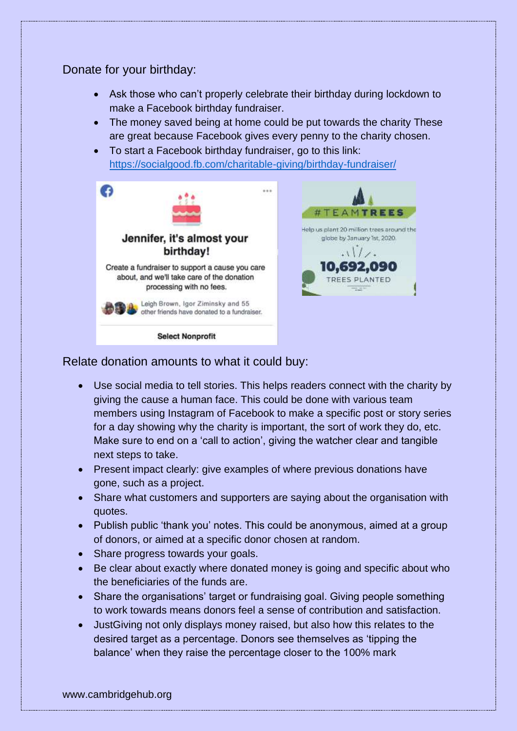Donate for your birthday:

- Ask those who can't properly celebrate their birthday during lockdown to make a Facebook birthday fundraiser.
- The money saved being at home could be put towards the charity These are great because Facebook gives every penny to the charity chosen.
- To start a Facebook birthday fundraiser, go to this link: https://socialgood.fb.com/charitable-giving/birthday-fundraiser/

Relate donation amounts to what it could buy:

- Use social media to tell stories. This helps readers connect with the charity by giving the cause a human face. This could be done with various team members using Instagram of Facebook to make a specific post or story series for a day showing why the charity is important, the sort of work they do, etc. Make sure to end on a 'call to action', giving the watcher clear and tangible next steps to take.
- Present impact clearly: give examples of where previous donations have gone, such as a project.
- Share what customers and supporters are saying about the organisation with quotes.
- Publish public 'thank you' notes. This could be anonymous, aimed at a group of donors, or aimed at a specific donor chosen at random.
- Share progress towards your goals.
- Be clear about exactly where donated money is going and specific about who the beneficiaries of the funds are.
- Share the organisations' target or fundraising goal. Giving people something to work towards means donors feel a sense of contribution and satisfaction.
- JustGiving not only displays money raised, but also how this relates to the desired target as a percentage. Donors see themselves as 'tipping the balance' when they raise the percentage closer to the 100% mark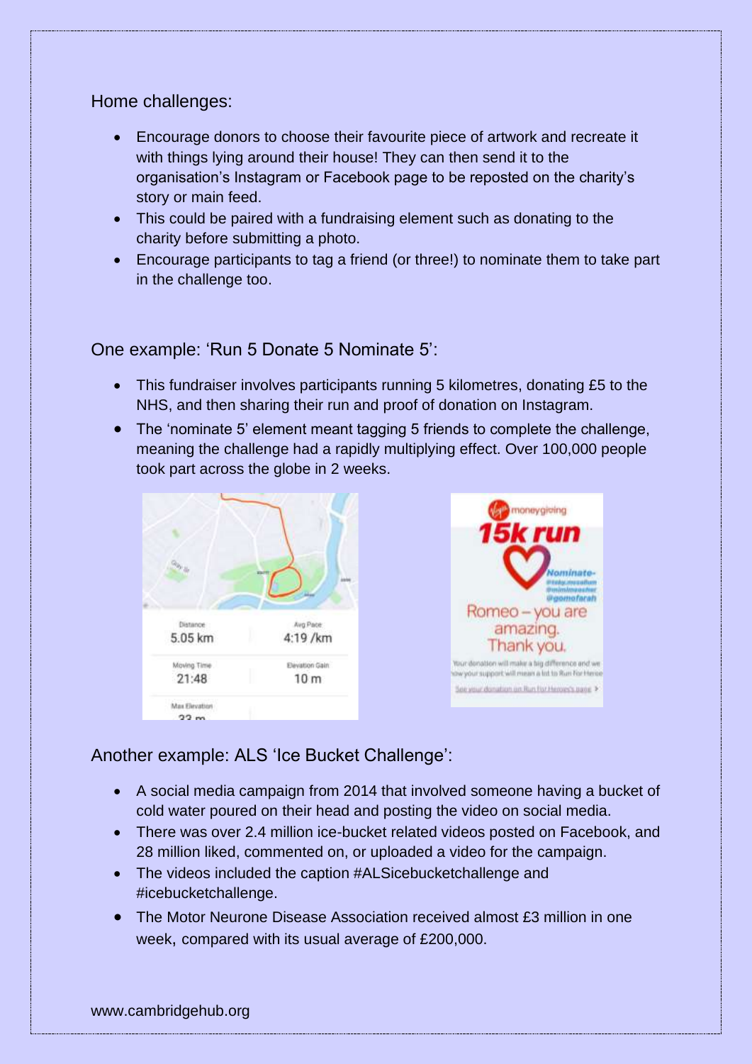Home challenges:

- Encourage donors to choose their favourite piece of artwork and recreate it with things lying around their house! They can then send it to the organisation's Instagram or Facebook page to be reposted on the charity's story or main feed.
- This could be paired with a fundraising element such as donating to the charity before submitting a photo.
- Encourage participants to tag a friend (or three!) to nominate them to take part in the challenge too.

One example: 'Run 5 Donate 5 Nominate 5':

- This fundraiser involves participants running 5 kilometres, donating £5 to the NHS, and then sharing their run and proof of donation on Instagram.
- The 'nominate 5' element meant tagging 5 friends to complete the challenge, meaning the challenge had a rapidly multiplying effect. Over 100,000 people took part across the globe in 2 weeks.

Another example: ALS 'Ice Bucket Challenge':

- A social media campaign from 2014 that involved someone having a bucket of cold water poured on their head and posting the video on social media.
- There was over 2.4 million ice-bucket related videos posted on Facebook, and 28 million liked, commented on, or uploaded a video for the campaign.
- The videos included the caption #ALSicebucketchallenge and #icebucketchallenge.
- The Motor Neurone Disease Association received almost £3 million in one week, compared with its usual average of £200,000.

www.cambridgehub.org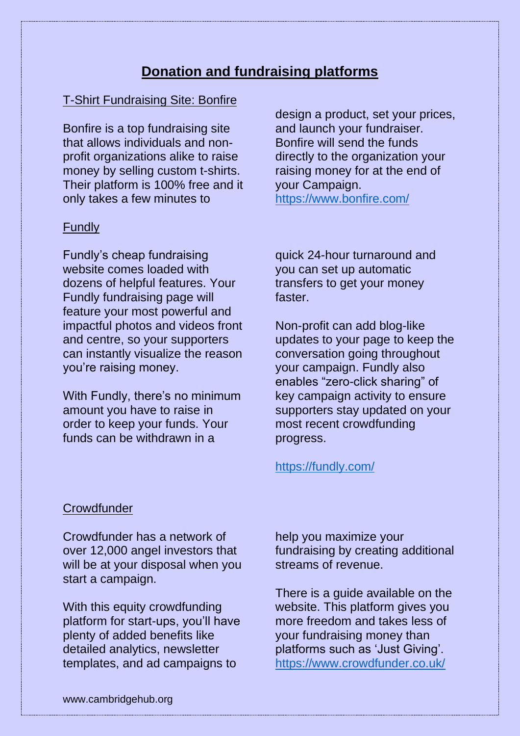# Donation and fundraising platforms

## T-Shirt Fundraising Site: Bonfire

Bonfire is a top fundraising site that allows individuals and non-profit organizations alike to raise money by selling custom t-shirts. Their platform is 100% free and it only takes a few minutes to design a product, set your prices, and launch your fundraiser. Bonfire will send the funds directly to the organization your raising money for at the end of your Campaign.
https://www.bonfire.com/

## Fundly

Fundly's cheap fundraising website comes loaded with dozens of helpful features. Your Fundly fundraising page will feature your most powerful and impactful photos and videos front and centre, so your supporters can instantly visualize the reason you're raising money.

With Fundly, there's no minimum amount you have to raise in order to keep your funds. Your funds can be withdrawn in a quick 24-hour turnaround and you can set up automatic transfers to get your money faster.

Non-profit can add blog-like updates to your page to keep the conversation going throughout your campaign. Fundly also enables "zero-click sharing" of key campaign activity to ensure supporters stay updated on your most recent crowdfunding progress.

https://fundly.com/

## Crowdfunder

Crowdfunder has a network of over 12,000 angel investors that will be at your disposal when you start a campaign.

With this equity crowdfunding platform for start-ups, you'll have plenty of added benefits like detailed analytics, newsletter templates, and ad campaigns to help you maximize your fundraising by creating additional streams of revenue.

There is a guide available on the website. This platform gives you more freedom and takes less of your fundraising money than platforms such as 'Just Giving'.
https://www.crowdfunder.co.uk/

www.cambridgehub.org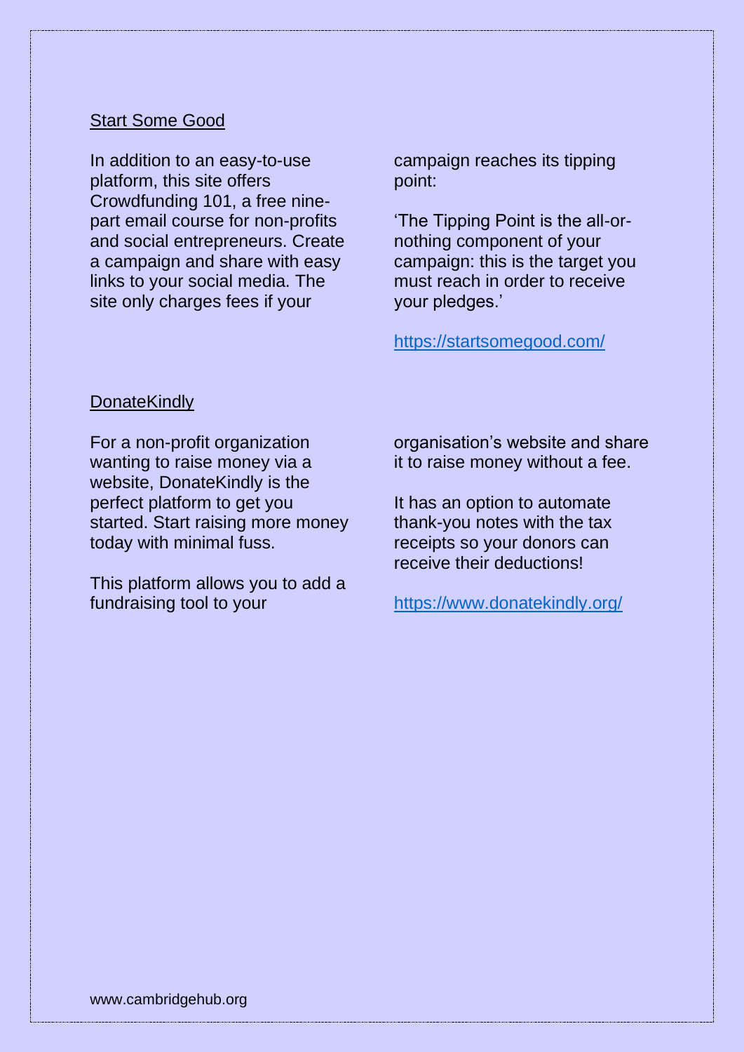## Start Some Good

In addition to an easy-to-use platform, this site offers Crowdfunding 101, a free nine-part email course for non-profits and social entrepreneurs. Create a campaign and share with easy links to your social media. The site only charges fees if your campaign reaches its tipping point:

'The Tipping Point is the all-or-nothing component of your campaign: this is the target you must reach in order to receive your pledges.'

https://startsomegood.com/

## DonateKindly

For a non-profit organization wanting to raise money via a website, DonateKindly is the perfect platform to get you started. Start raising more money today with minimal fuss.

This platform allows you to add a fundraising tool to your organisation's website and share it to raise money without a fee.

It has an option to automate thank-you notes with the tax receipts so your donors can receive their deductions!

https://www.donatekindly.org/